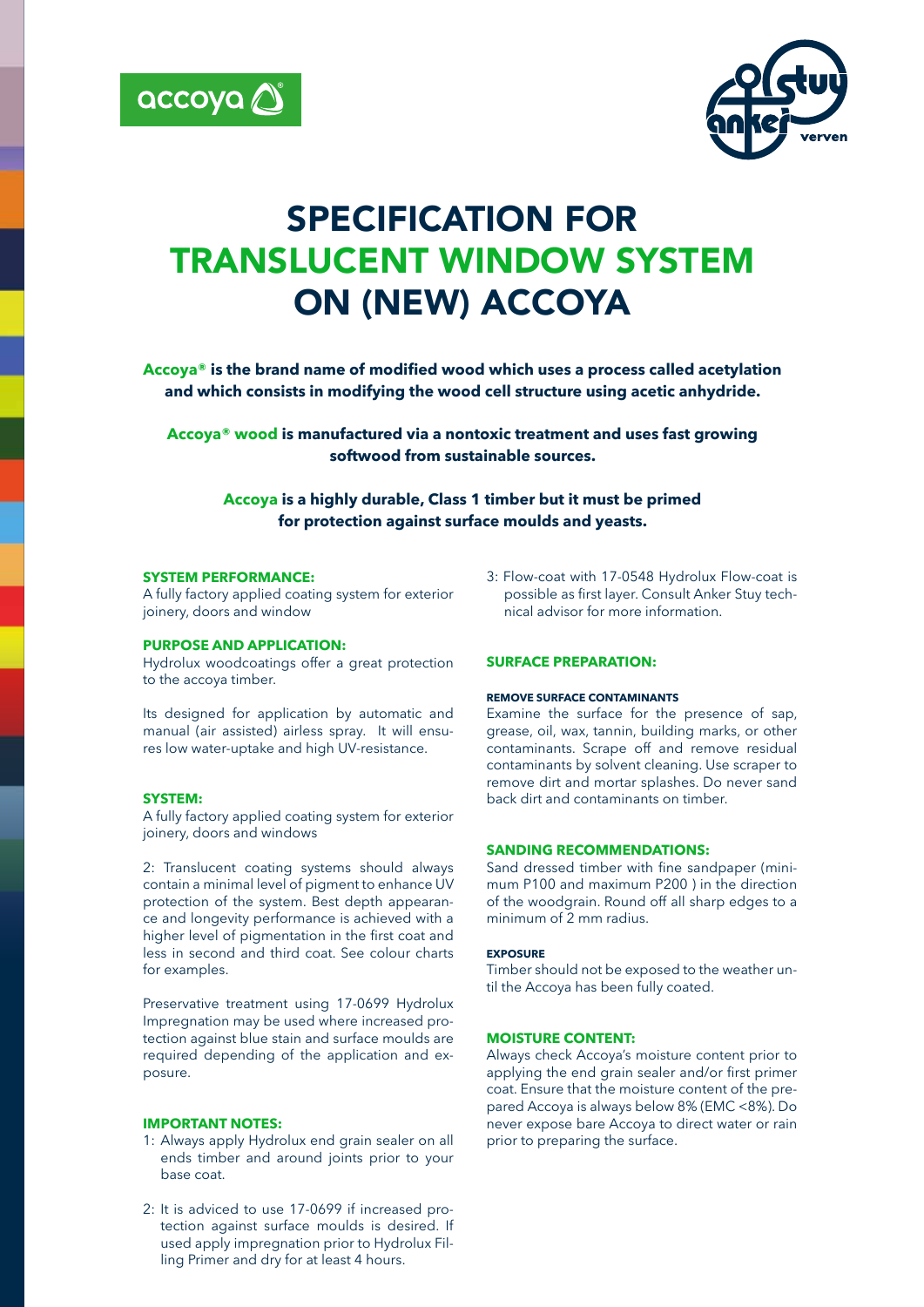# SPECIFICATION FOR TRANSLUCENT WINDOW SYSTEM ON (NEW) ACCOYA

**Accoya® is the brand name of modified wood which uses a process called acetylation and which consists in modifying the wood cell structure using acetic anhydride.**

**Accoya® wood is manufactured via a nontoxic treatment and uses fast growing softwood from sustainable sources.**

**Accoya is a highly durable, Class 1 timber but it must be primed for protection against surface moulds and yeasts.**

### SYSTEM PERFORMANCE:

A fully factory applied coating system for exterior joinery, doors and window

### PURPOSE AND APPLICATION:

Hydrolux woodcoatings offer a great protection to the accoya timber.

Its designed for application by automatic and manual (air assisted) airless spray. It will ensures low water-uptake and high UV-resistance.

### SYSTEM:

A fully factory applied coating system for exterior joinery, doors and windows

2: Translucent coating systems should always contain a minimal level of pigment to enhance UV protection of the system. Best depth appearance and longevity performance is achieved with a higher level of pigmentation in the first coat and less in second and third coat. See colour charts for examples.

Preservative treatment using 17-0699 Hydrolux Impregnation may be used where increased protection against blue stain and surface moulds are required depending of the application and exposure.

### IMPORTANT NOTES:

1: Always apply Hydrolux end grain sealer on all ends timber and around joints prior to your base coat.

2: It is adviced to use 17-0699 if increased protection against surface moulds is desired. If used apply impregnation prior to Hydrolux Filling Primer and dry for at least 4 hours.

3: Flow-coat with 17-0548 Hydrolux Flow-coat is possible as first layer. Consult Anker Stuy technical advisor for more information.

### SURFACE PREPARATION:

#### REMOVE SURFACE CONTAMINANTS

Examine the surface for the presence of sap, grease, oil, wax, tannin, building marks, or other contaminants. Scrape off and remove residual contaminants by solvent cleaning. Use scraper to remove dirt and mortar splashes. Do never sand back dirt and contaminants on timber.

### SANDING RECOMMENDATIONS:

Sand dressed timber with fine sandpaper (minimum P100 and maximum P200 ) in the direction of the woodgrain. Round off all sharp edges to a minimum of 2 mm radius.

#### EXPOSURE

Timber should not be exposed to the weather until the Accoya has been fully coated.

### MOISTURE CONTENT:

Always check Accoya's moisture content prior to applying the end grain sealer and/or first primer coat. Ensure that the moisture content of the prepared Accoya is always below 8% (EMC <8%). Do never expose bare Accoya to direct water or rain prior to preparing the surface.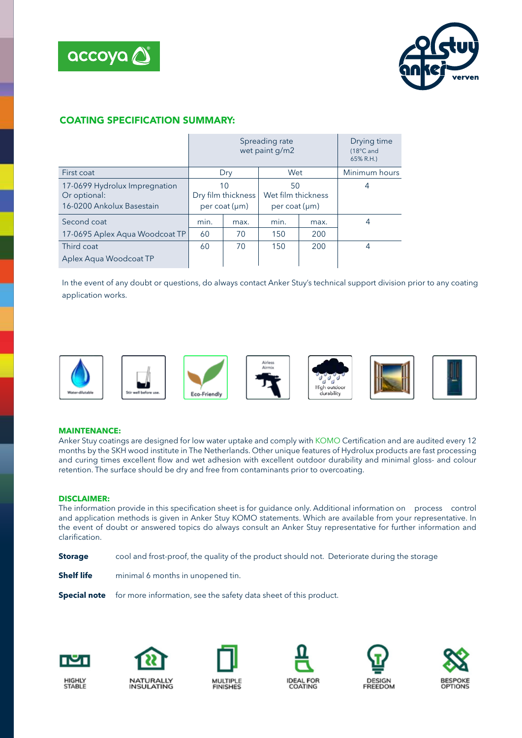## COATING SPECIFICATION SUMMARY:

| | Spreading rate wet paint g/m2 | | | | Drying time (18°C and 65% R.H.) |
|---|---|---|---|---|---|
| First coat | Dry | | Wet | | Minimum hours |
| 17-0699 Hydrolux Impregnation Or optional: 16-0200 Ankolux Basestain | 10 Dry film thickness per coat (µm) | | 50 Wet film thickness per coat (µm) | | 4 |
| Second coat | min. | max. | min. | max. | 4 |
| 17-0695 Aplex Aqua Woodcoat TP | 60 | 70 | 150 | 200 | |
| Third coat Aplex Aqua Woodcoat TP | 60 | 70 | 150 | 200 | 4 |

In the event of any doubt or questions, do always contact Anker Stuy's technical support division prior to any coating application works.

Water-dilutable

Stir well before use.

Eco-Friendly

Airless Airmix

High outdoor durability

**MAINTENANCE:**

Anker Stuy coatings are designed for low water uptake and comply with KOMO Certification and are audited every 12 months by the SKH wood institute in The Netherlands. Other unique features of Hydrolux products are fast processing and curing times excellent flow and wet adhesion with excellent outdoor durability and minimal gloss- and colour retention. The surface should be dry and free from contaminants prior to overcoating.

**DISCLAIMER:**

The information provide in this specification sheet is for guidance only. Additional information on process control and application methods is given in Anker Stuy KOMO statements. Which are available from your representative. In the event of doubt or answered topics do always consult an Anker Stuy representative for further information and clarification.

**Storage** cool and frost-proof, the quality of the product should not. Deteriorate during the storage

**Shelf life** minimal 6 months in unopened tin.

**Special note** for more information, see the safety data sheet of this product.

HIGHLY STABLE

NATURALLY INSULATING

MULTIPLE FINISHES

IDEAL FOR COATING

DESIGN FREEDOM

BESPOKE OPTIONS